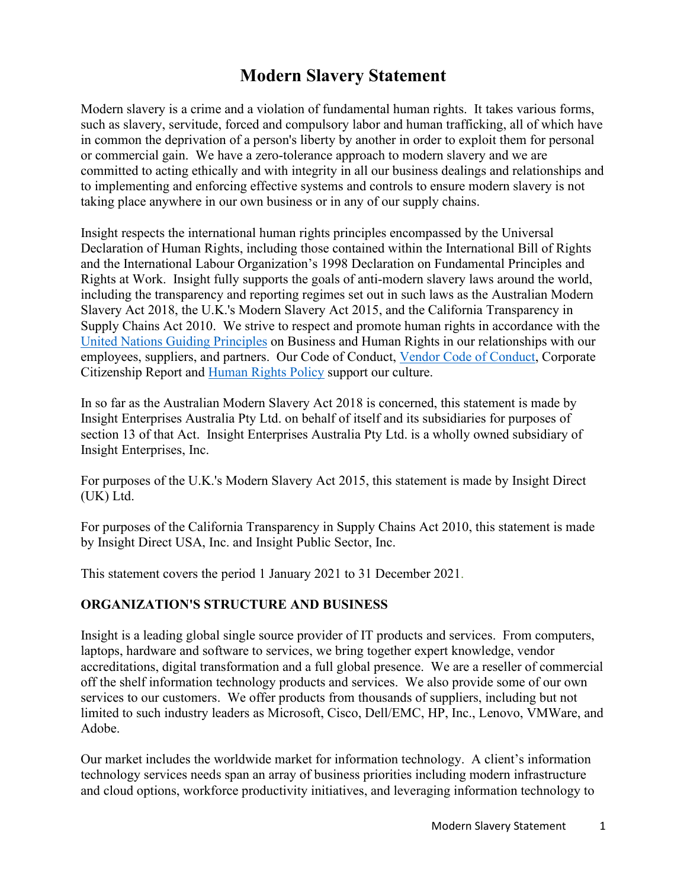# Modern Slavery Statement

Modern slavery is a crime and a violation of fundamental human rights. It takes various forms, such as slavery, servitude, forced and compulsory labor and human trafficking, all of which have in common the deprivation of a person's liberty by another in order to exploit them for personal or commercial gain. We have a zero-tolerance approach to modern slavery and we are committed to acting ethically and with integrity in all our business dealings and relationships and to implementing and enforcing effective systems and controls to ensure modern slavery is not taking place anywhere in our own business or in any of our supply chains.

Insight respects the international human rights principles encompassed by the Universal Declaration of Human Rights, including those contained within the International Bill of Rights and the International Labour Organization's 1998 Declaration on Fundamental Principles and Rights at Work. Insight fully supports the goals of anti-modern slavery laws around the world, including the transparency and reporting regimes set out in such laws as the Australian Modern Slavery Act 2018, the U.K.'s Modern Slavery Act 2015, and the California Transparency in Supply Chains Act 2010. We strive to respect and promote human rights in accordance with the United Nations Guiding Principles on Business and Human Rights in our relationships with our employees, suppliers, and partners. Our Code of Conduct, Vendor Code of Conduct, Corporate Citizenship Report and Human Rights Policy support our culture.

In so far as the Australian Modern Slavery Act 2018 is concerned, this statement is made by Insight Enterprises Australia Pty Ltd. on behalf of itself and its subsidiaries for purposes of section 13 of that Act. Insight Enterprises Australia Pty Ltd. is a wholly owned subsidiary of Insight Enterprises, Inc.

For purposes of the U.K.'s Modern Slavery Act 2015, this statement is made by Insight Direct (UK) Ltd.

For purposes of the California Transparency in Supply Chains Act 2010, this statement is made by Insight Direct USA, Inc. and Insight Public Sector, Inc.

This statement covers the period 1 January 2021 to 31 December 2021.

## ORGANIZATION'S STRUCTURE AND BUSINESS

Insight is a leading global single source provider of IT products and services. From computers, laptops, hardware and software to services, we bring together expert knowledge, vendor accreditations, digital transformation and a full global presence. We are a reseller of commercial off the shelf information technology products and services. We also provide some of our own services to our customers. We offer products from thousands of suppliers, including but not limited to such industry leaders as Microsoft, Cisco, Dell/EMC, HP, Inc., Lenovo, VMWare, and Adobe.

Our market includes the worldwide market for information technology. A client's information technology services needs span an array of business priorities including modern infrastructure and cloud options, workforce productivity initiatives, and leveraging information technology to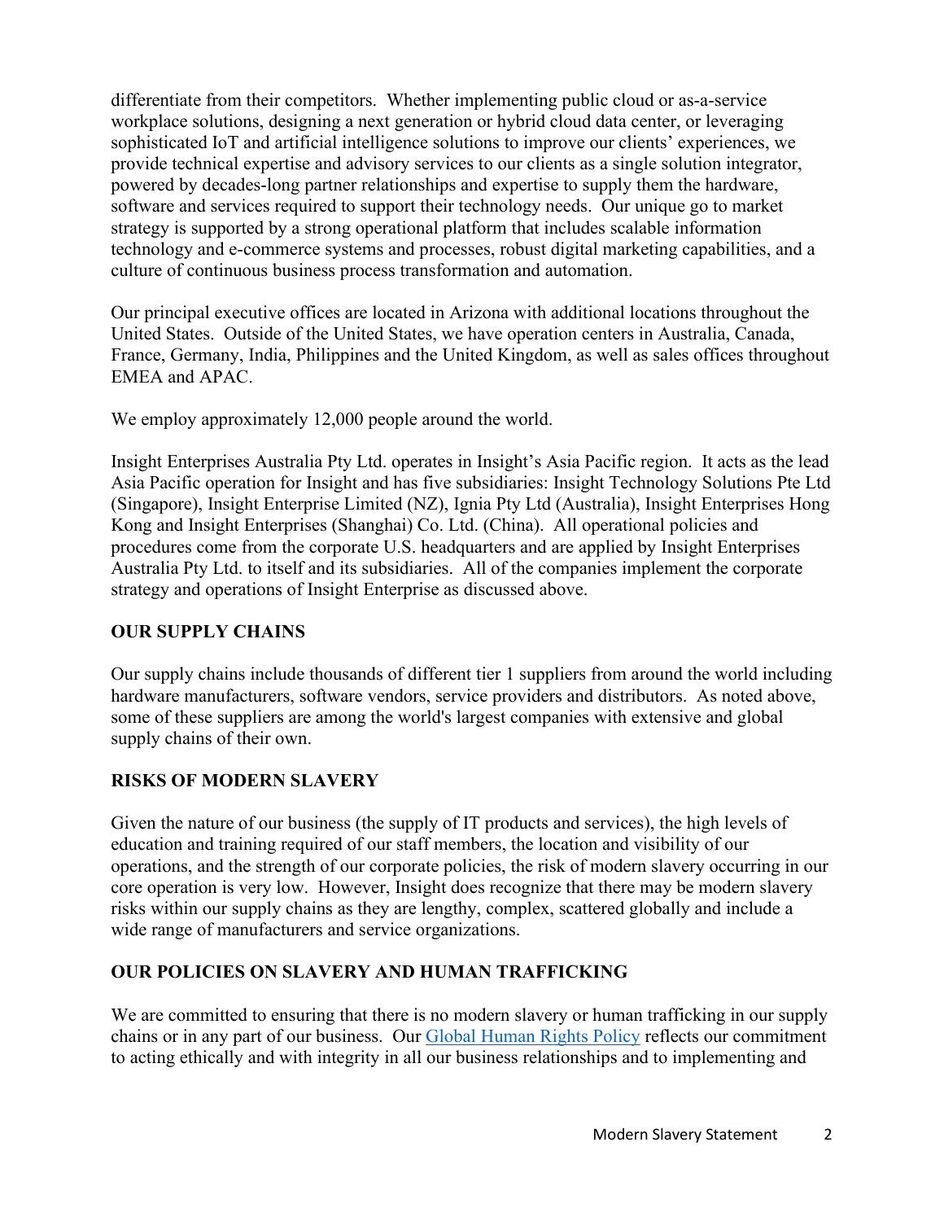differentiate from their competitors. Whether implementing public cloud or as-a-service workplace solutions, designing a next generation or hybrid cloud data center, or leveraging sophisticated IoT and artificial intelligence solutions to improve our clients' experiences, we provide technical expertise and advisory services to our clients as a single solution integrator, powered by decades-long partner relationships and expertise to supply them the hardware, software and services required to support their technology needs. Our unique go to market strategy is supported by a strong operational platform that includes scalable information technology and e-commerce systems and processes, robust digital marketing capabilities, and a culture of continuous business process transformation and automation.

Our principal executive offices are located in Arizona with additional locations throughout the United States. Outside of the United States, we have operation centers in Australia, Canada, France, Germany, India, Philippines and the United Kingdom, as well as sales offices throughout EMEA and APAC.

We employ approximately 12,000 people around the world.

Insight Enterprises Australia Pty Ltd. operates in Insight's Asia Pacific region. It acts as the lead Asia Pacific operation for Insight and has five subsidiaries: Insight Technology Solutions Pte Ltd (Singapore), Insight Enterprise Limited (NZ), Ignia Pty Ltd (Australia), Insight Enterprises Hong Kong and Insight Enterprises (Shanghai) Co. Ltd. (China). All operational policies and procedures come from the corporate U.S. headquarters and are applied by Insight Enterprises Australia Pty Ltd. to itself and its subsidiaries. All of the companies implement the corporate strategy and operations of Insight Enterprise as discussed above.

## OUR SUPPLY CHAINS

Our supply chains include thousands of different tier 1 suppliers from around the world including hardware manufacturers, software vendors, service providers and distributors. As noted above, some of these suppliers are among the world's largest companies with extensive and global supply chains of their own.

## RISKS OF MODERN SLAVERY

Given the nature of our business (the supply of IT products and services), the high levels of education and training required of our staff members, the location and visibility of our operations, and the strength of our corporate policies, the risk of modern slavery occurring in our core operation is very low. However, Insight does recognize that there may be modern slavery risks within our supply chains as they are lengthy, complex, scattered globally and include a wide range of manufacturers and service organizations.

## OUR POLICIES ON SLAVERY AND HUMAN TRAFFICKING

We are committed to ensuring that there is no modern slavery or human trafficking in our supply chains or in any part of our business. Our Global Human Rights Policy reflects our commitment to acting ethically and with integrity in all our business relationships and to implementing and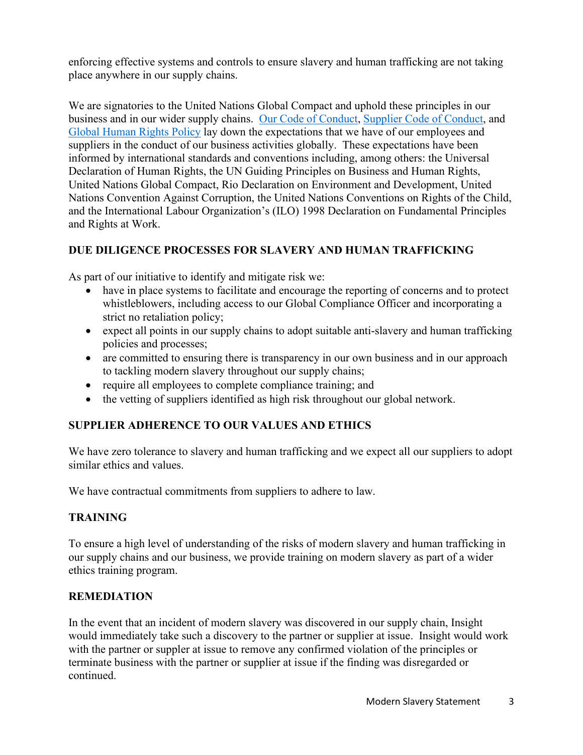enforcing effective systems and controls to ensure slavery and human trafficking are not taking place anywhere in our supply chains.

We are signatories to the United Nations Global Compact and uphold these principles in our business and in our wider supply chains. Our Code of Conduct, Supplier Code of Conduct, and Global Human Rights Policy lay down the expectations that we have of our employees and suppliers in the conduct of our business activities globally. These expectations have been informed by international standards and conventions including, among others: the Universal Declaration of Human Rights, the UN Guiding Principles on Business and Human Rights, United Nations Global Compact, Rio Declaration on Environment and Development, United Nations Convention Against Corruption, the United Nations Conventions on Rights of the Child, and the International Labour Organization's (ILO) 1998 Declaration on Fundamental Principles and Rights at Work.

## DUE DILIGENCE PROCESSES FOR SLAVERY AND HUMAN TRAFFICKING

As part of our initiative to identify and mitigate risk we:

- have in place systems to facilitate and encourage the reporting of concerns and to protect whistleblowers, including access to our Global Compliance Officer and incorporating a strict no retaliation policy;
- expect all points in our supply chains to adopt suitable anti-slavery and human trafficking policies and processes;
- are committed to ensuring there is transparency in our own business and in our approach to tackling modern slavery throughout our supply chains;
- require all employees to complete compliance training; and
- the vetting of suppliers identified as high risk throughout our global network.

## SUPPLIER ADHERENCE TO OUR VALUES AND ETHICS

We have zero tolerance to slavery and human trafficking and we expect all our suppliers to adopt similar ethics and values.

We have contractual commitments from suppliers to adhere to law.

## TRAINING

To ensure a high level of understanding of the risks of modern slavery and human trafficking in our supply chains and our business, we provide training on modern slavery as part of a wider ethics training program.

## REMEDIATION

In the event that an incident of modern slavery was discovered in our supply chain, Insight would immediately take such a discovery to the partner or supplier at issue. Insight would work with the partner or suppler at issue to remove any confirmed violation of the principles or terminate business with the partner or supplier at issue if the finding was disregarded or continued.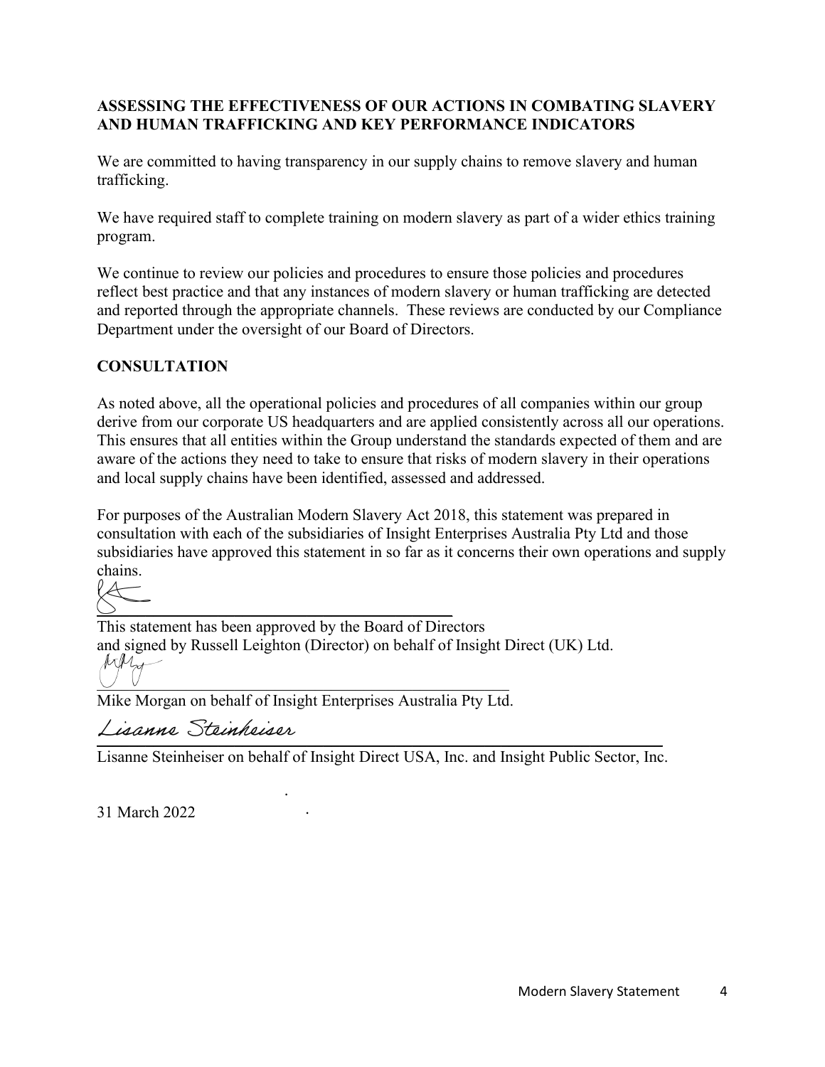## ASSESSING THE EFFECTIVENESS OF OUR ACTIONS IN COMBATING SLAVERY AND HUMAN TRAFFICKING AND KEY PERFORMANCE INDICATORS

We are committed to having transparency in our supply chains to remove slavery and human trafficking.

We have required staff to complete training on modern slavery as part of a wider ethics training program.

We continue to review our policies and procedures to ensure those policies and procedures reflect best practice and that any instances of modern slavery or human trafficking are detected and reported through the appropriate channels. These reviews are conducted by our Compliance Department under the oversight of our Board of Directors.

## CONSULTATION

As noted above, all the operational policies and procedures of all companies within our group derive from our corporate US headquarters and are applied consistently across all our operations. This ensures that all entities within the Group understand the standards expected of them and are aware of the actions they need to take to ensure that risks of modern slavery in their operations and local supply chains have been identified, assessed and addressed.

For purposes of the Australian Modern Slavery Act 2018, this statement was prepared in consultation with each of the subsidiaries of Insight Enterprises Australia Pty Ltd and those subsidiaries have approved this statement in so far as it concerns their own operations and supply chains.

This statement has been approved by the Board of Directors and signed by Russell Leighton (Director) on behalf of Insight Direct (UK) Ltd.

Mike Morgan on behalf of Insight Enterprises Australia Pty Ltd.

*Lisanne Steinheiser*

Lisanne Steinheiser on behalf of Insight Direct USA, Inc. and Insight Public Sector, Inc.

31 March 2022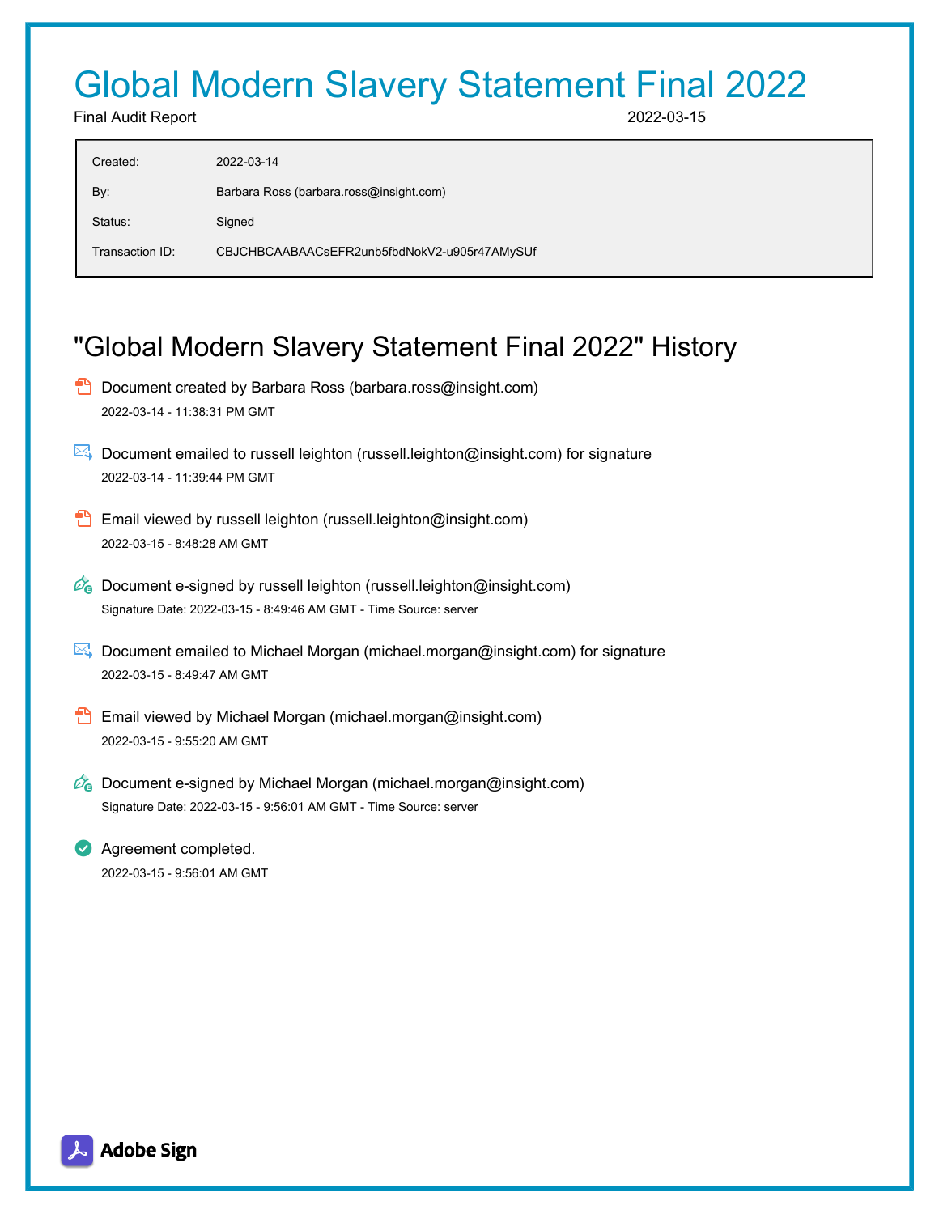# Global Modern Slavery Statement Final 2022

Final Audit Report 2022-03-15

| | |
|---|---|
| Created: | 2022-03-14 |
| By: | Barbara Ross (barbara.ross@insight.com) |
| Status: | Signed |
| Transaction ID: | CBJCHBCAABAACsEFR2unb5fbdNokV2-u905r47AMySUf |

## "Global Modern Slavery Statement Final 2022" History

- Document created by Barbara Ross (barbara.ross@insight.com)
  2022-03-14 - 11:38:31 PM GMT

- Document emailed to russell leighton (russell.leighton@insight.com) for signature
  2022-03-14 - 11:39:44 PM GMT

- Email viewed by russell leighton (russell.leighton@insight.com)
  2022-03-15 - 8:48:28 AM GMT

- Document e-signed by russell leighton (russell.leighton@insight.com)
  Signature Date: 2022-03-15 - 8:49:46 AM GMT - Time Source: server

- Document emailed to Michael Morgan (michael.morgan@insight.com) for signature
  2022-03-15 - 8:49:47 AM GMT

- Email viewed by Michael Morgan (michael.morgan@insight.com)
  2022-03-15 - 9:55:20 AM GMT

- Document e-signed by Michael Morgan (michael.morgan@insight.com)
  Signature Date: 2022-03-15 - 9:56:01 AM GMT - Time Source: server

- Agreement completed.
  2022-03-15 - 9:56:01 AM GMT

Adobe Sign